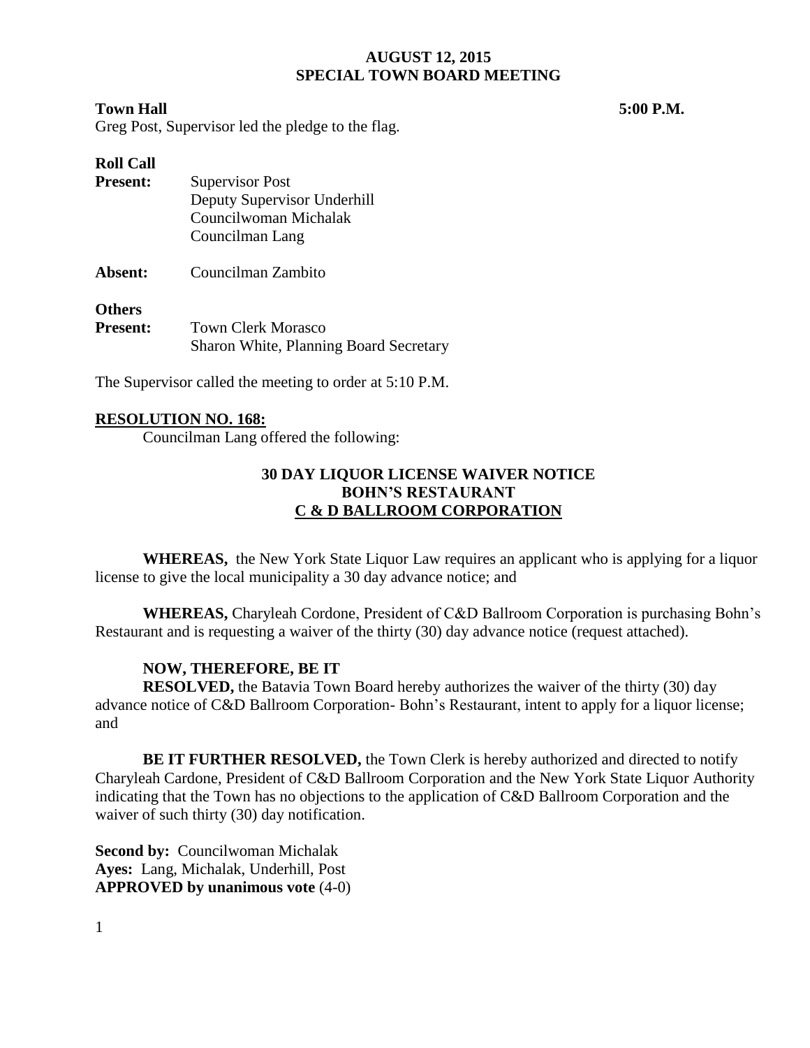# AUGUST 12, 2015
# SPECIAL TOWN BOARD MEETING

**Town Hall** **5:00 P.M.**

Greg Post, Supervisor led the pledge to the flag.

**Roll Call**

**Present:** Supervisor Post
Deputy Supervisor Underhill
Councilwoman Michalak
Councilman Lang

**Absent:** Councilman Zambito

**Others**
**Present:** Town Clerk Morasco
Sharon White, Planning Board Secretary

The Supervisor called the meeting to order at 5:10 P.M.

**RESOLUTION NO. 168:**

Councilman Lang offered the following:

**30 DAY LIQUOR LICENSE WAIVER NOTICE**
**BOHN'S RESTAURANT**
**C & D BALLROOM CORPORATION**

**WHEREAS,** the New York State Liquor Law requires an applicant who is applying for a liquor license to give the local municipality a 30 day advance notice; and

**WHEREAS,** Charyleah Cordone, President of C&D Ballroom Corporation is purchasing Bohn's Restaurant and is requesting a waiver of the thirty (30) day advance notice (request attached).

**NOW, THEREFORE, BE IT**

**RESOLVED,** the Batavia Town Board hereby authorizes the waiver of the thirty (30) day advance notice of C&D Ballroom Corporation- Bohn's Restaurant, intent to apply for a liquor license; and

**BE IT FURTHER RESOLVED,** the Town Clerk is hereby authorized and directed to notify Charyleah Cardone, President of C&D Ballroom Corporation and the New York State Liquor Authority indicating that the Town has no objections to the application of C&D Ballroom Corporation and the waiver of such thirty (30) day notification.

**Second by:** Councilwoman Michalak
**Ayes:** Lang, Michalak, Underhill, Post
**APPROVED by unanimous vote** (4-0)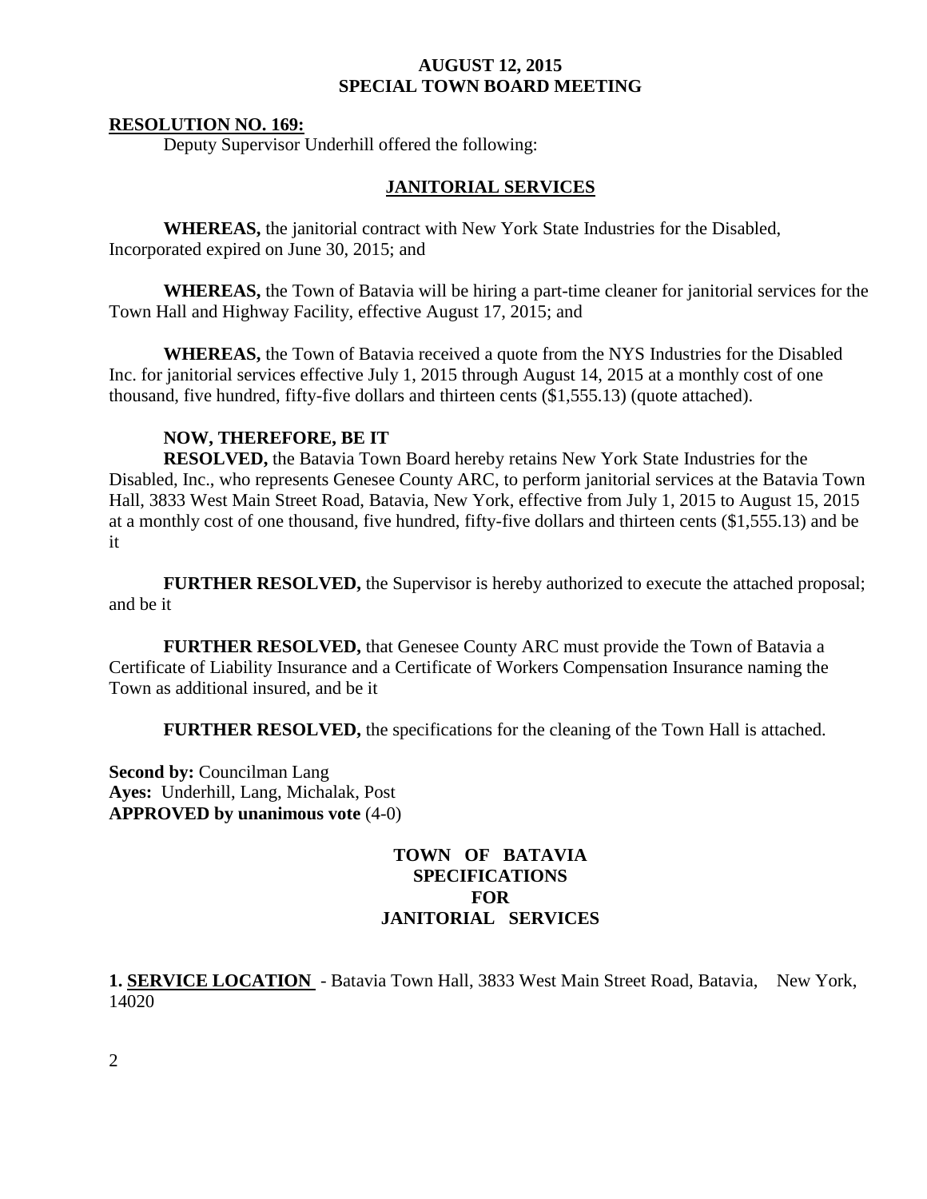**AUGUST 12, 2015**
**SPECIAL TOWN BOARD MEETING**

**RESOLUTION NO. 169:**
Deputy Supervisor Underhill offered the following:

## JANITORIAL SERVICES

**WHEREAS,** the janitorial contract with New York State Industries for the Disabled, Incorporated expired on June 30, 2015; and

**WHEREAS,** the Town of Batavia will be hiring a part-time cleaner for janitorial services for the Town Hall and Highway Facility, effective August 17, 2015; and

**WHEREAS,** the Town of Batavia received a quote from the NYS Industries for the Disabled Inc. for janitorial services effective July 1, 2015 through August 14, 2015 at a monthly cost of one thousand, five hundred, fifty-five dollars and thirteen cents ($1,555.13) (quote attached).

**NOW, THEREFORE, BE IT**
**RESOLVED,** the Batavia Town Board hereby retains New York State Industries for the Disabled, Inc., who represents Genesee County ARC, to perform janitorial services at the Batavia Town Hall, 3833 West Main Street Road, Batavia, New York, effective from July 1, 2015 to August 15, 2015 at a monthly cost of one thousand, five hundred, fifty-five dollars and thirteen cents ($1,555.13) and be it

**FURTHER RESOLVED,** the Supervisor is hereby authorized to execute the attached proposal; and be it

**FURTHER RESOLVED,** that Genesee County ARC must provide the Town of Batavia a Certificate of Liability Insurance and a Certificate of Workers Compensation Insurance naming the Town as additional insured, and be it

**FURTHER RESOLVED,** the specifications for the cleaning of the Town Hall is attached.

**Second by:** Councilman Lang
**Ayes:** Underhill, Lang, Michalak, Post
**APPROVED by unanimous vote** (4-0)

## TOWN OF BATAVIA SPECIFICATIONS FOR JANITORIAL SERVICES

**1. SERVICE LOCATION** - Batavia Town Hall, 3833 West Main Street Road, Batavia, New York, 14020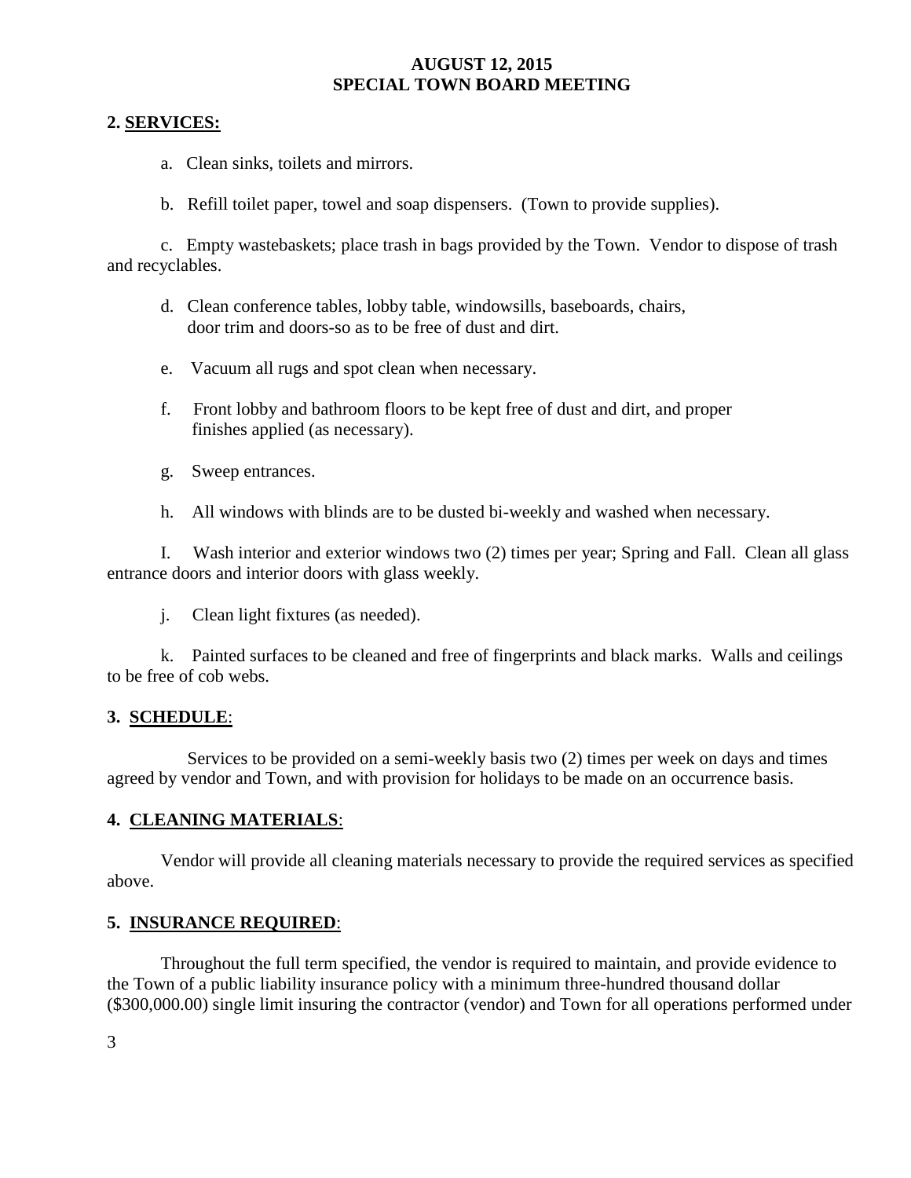**AUGUST 12, 2015**
**SPECIAL TOWN BOARD MEETING**

**2. SERVICES:**

a. Clean sinks, toilets and mirrors.

b. Refill toilet paper, towel and soap dispensers. (Town to provide supplies).

c. Empty wastebaskets; place trash in bags provided by the Town. Vendor to dispose of trash and recyclables.

d. Clean conference tables, lobby table, windowsills, baseboards, chairs, door trim and doors-so as to be free of dust and dirt.

e. Vacuum all rugs and spot clean when necessary.

f. Front lobby and bathroom floors to be kept free of dust and dirt, and proper finishes applied (as necessary).

g. Sweep entrances.

h. All windows with blinds are to be dusted bi-weekly and washed when necessary.

I. Wash interior and exterior windows two (2) times per year; Spring and Fall. Clean all glass entrance doors and interior doors with glass weekly.

j. Clean light fixtures (as needed).

k. Painted surfaces to be cleaned and free of fingerprints and black marks. Walls and ceilings to be free of cob webs.

**3. SCHEDULE:**

Services to be provided on a semi-weekly basis two (2) times per week on days and times agreed by vendor and Town, and with provision for holidays to be made on an occurrence basis.

**4. CLEANING MATERIALS:**

Vendor will provide all cleaning materials necessary to provide the required services as specified above.

**5. INSURANCE REQUIRED:**

Throughout the full term specified, the vendor is required to maintain, and provide evidence to the Town of a public liability insurance policy with a minimum three-hundred thousand dollar ($300,000.00) single limit insuring the contractor (vendor) and Town for all operations performed under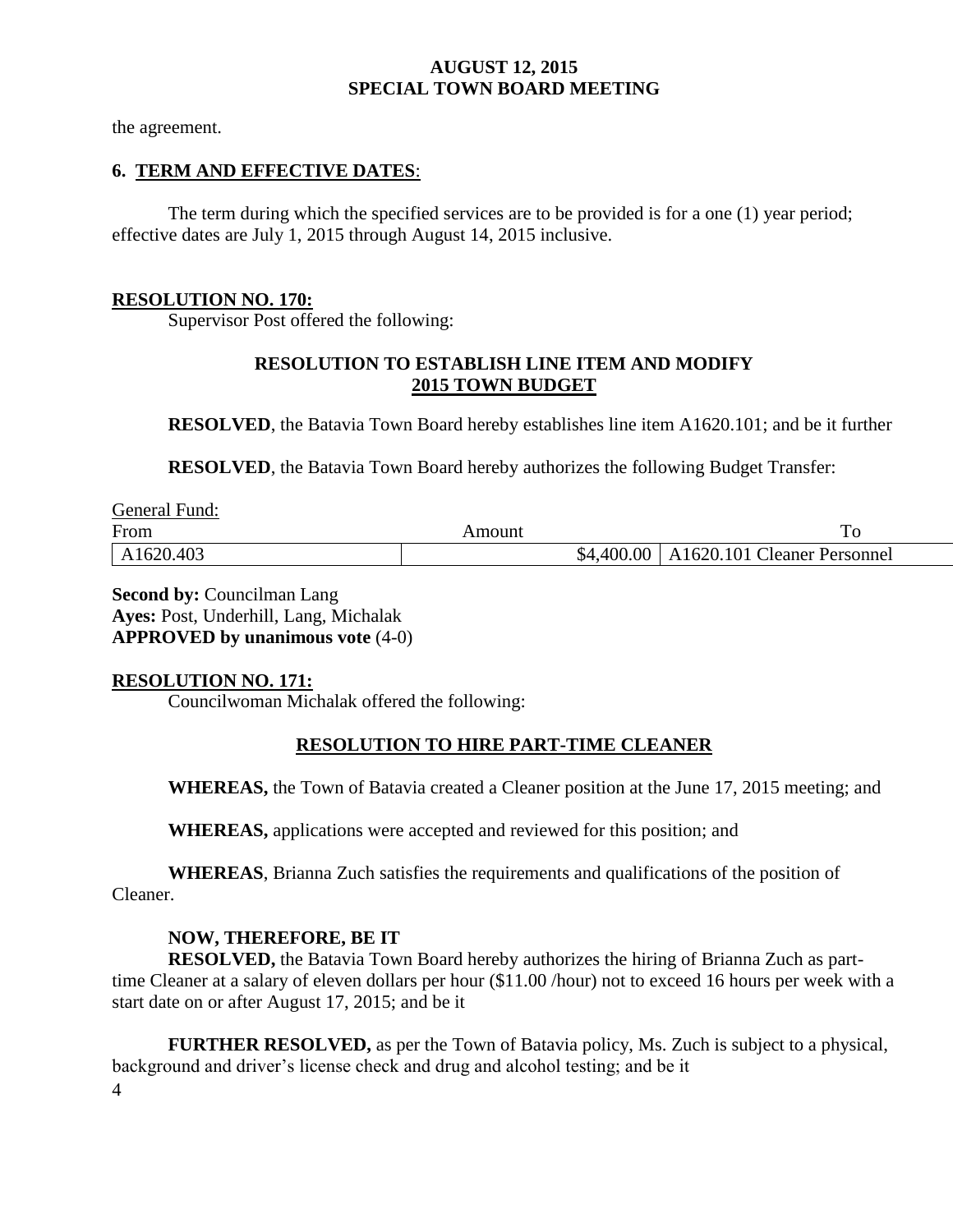the agreement.

**6. TERM AND EFFECTIVE DATES**:

The term during which the specified services are to be provided is for a one (1) year period; effective dates are July 1, 2015 through August 14, 2015 inclusive.

**RESOLUTION NO. 170:**

Supervisor Post offered the following:

**RESOLUTION TO ESTABLISH LINE ITEM AND MODIFY 2015 TOWN BUDGET**

**RESOLVED**, the Batavia Town Board hereby establishes line item A1620.101; and be it further

**RESOLVED**, the Batavia Town Board hereby authorizes the following Budget Transfer:

General Fund:

| From | Amount | To |
|---|---|---|
| A1620.403 | $4,400.00 | A1620.101 Cleaner Personnel |

**Second by:** Councilman Lang
**Ayes:** Post, Underhill, Lang, Michalak
**APPROVED by unanimous vote** (4-0)

**RESOLUTION NO. 171:**

Councilwoman Michalak offered the following:

**RESOLUTION TO HIRE PART-TIME CLEANER**

**WHEREAS,** the Town of Batavia created a Cleaner position at the June 17, 2015 meeting; and

**WHEREAS,** applications were accepted and reviewed for this position; and

**WHEREAS**, Brianna Zuch satisfies the requirements and qualifications of the position of Cleaner.

**NOW, THEREFORE, BE IT**

**RESOLVED,** the Batavia Town Board hereby authorizes the hiring of Brianna Zuch as part-time Cleaner at a salary of eleven dollars per hour ($11.00 /hour) not to exceed 16 hours per week with a start date on or after August 17, 2015; and be it

**FURTHER RESOLVED,** as per the Town of Batavia policy, Ms. Zuch is subject to a physical, background and driver's license check and drug and alcohol testing; and be it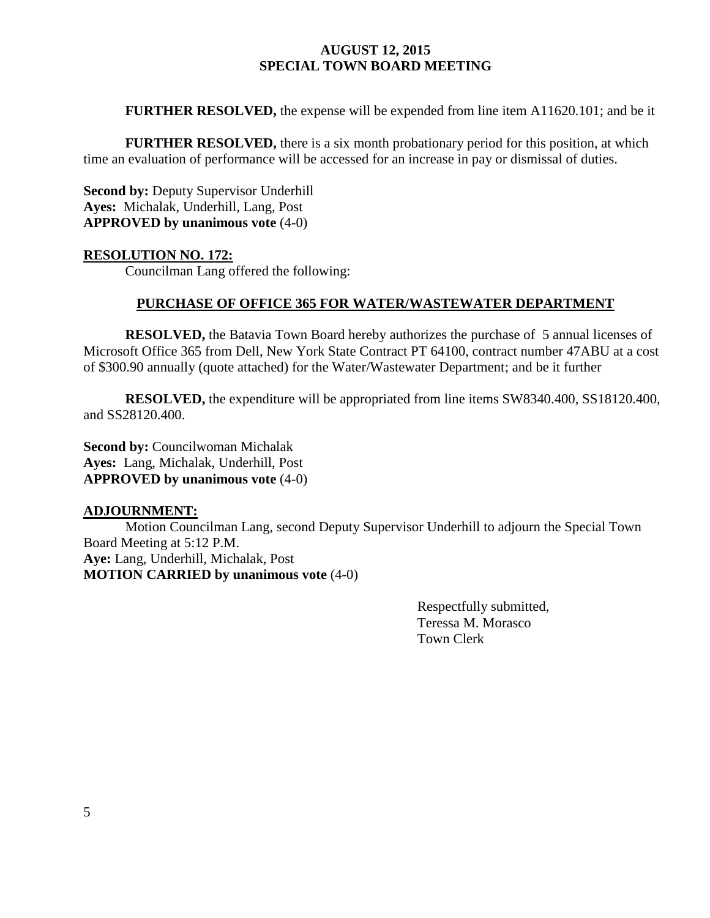**FURTHER RESOLVED,** the expense will be expended from line item A11620.101; and be it

**FURTHER RESOLVED,** there is a six month probationary period for this position, at which time an evaluation of performance will be accessed for an increase in pay or dismissal of duties.

**Second by:** Deputy Supervisor Underhill
**Ayes:** Michalak, Underhill, Lang, Post
**APPROVED by unanimous vote** (4-0)

**RESOLUTION NO. 172:**

Councilman Lang offered the following:

**PURCHASE OF OFFICE 365 FOR WATER/WASTEWATER DEPARTMENT**

**RESOLVED,** the Batavia Town Board hereby authorizes the purchase of 5 annual licenses of Microsoft Office 365 from Dell, New York State Contract PT 64100, contract number 47ABU at a cost of $300.90 annually (quote attached) for the Water/Wastewater Department; and be it further

**RESOLVED,** the expenditure will be appropriated from line items SW8340.400, SS18120.400, and SS28120.400.

**Second by:** Councilwoman Michalak
**Ayes:** Lang, Michalak, Underhill, Post
**APPROVED by unanimous vote** (4-0)

**ADJOURNMENT:**

Motion Councilman Lang, second Deputy Supervisor Underhill to adjourn the Special Town Board Meeting at 5:12 P.M.
**Aye:** Lang, Underhill, Michalak, Post
**MOTION CARRIED by unanimous vote** (4-0)

Respectfully submitted,
Teressa M. Morasco
Town Clerk